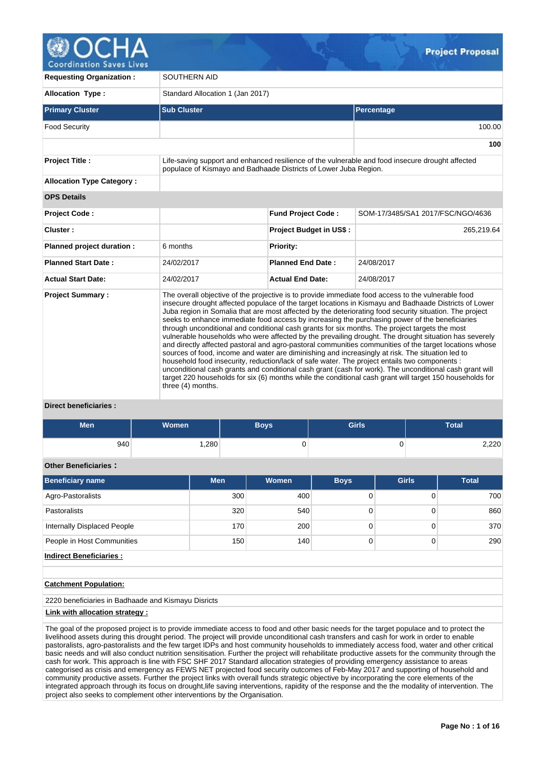# Project Proposal

| | | | |
|---|---|---|---|
| **Requesting Organization :** | SOUTHERN AID | | |
| **Allocation Type :** | Standard Allocation 1 (Jan 2017) | | |

| Primary Cluster | Sub Cluster | Percentage |
|---|---|---|
| Food Security | | 100.00 |
| | | **100** |

| | | | |
|---|---|---|---|
| **Project Title :** | Life-saving support and enhanced resilience of the vulnerable and food insecure drought affected populace of Kismayo and Badhaade Districts of Lower Juba Region. | | |
| **Allocation Type Category :** | | | |
| **OPS Details** | | | |
| **Project Code :** | | **Fund Project Code :** | SOM-17/3485/SA1 2017/FSC/NGO/4636 |
| **Cluster :** | | **Project Budget in US$ :** | 265,219.64 |
| **Planned project duration :** | 6 months | **Priority:** | |
| **Planned Start Date :** | 24/02/2017 | **Planned End Date :** | 24/08/2017 |
| **Actual Start Date:** | 24/02/2017 | **Actual End Date:** | 24/08/2017 |
| **Project Summary :** | The overall objective of the projective is to provide immediate food access to the vulnerable food insecure drought affected populace of the target locations in Kismayu and Badhaade Districts of Lower Juba region in Somalia that are most affected by the deteriorating food security situation. The project seeks to enhance immediate food access by increasing the purchasing power of the beneficiaries through unconditional and conditional cash grants for six months. The project targets the most vulnerable households who were affected by the prevailing drought. The drought situation has severely and directly affected pastoral and agro-pastoral communities communities of the target locations whose sources of food, income and water are diminishing and increasingly at risk. The situation led to household food insecurity, reduction/lack of safe water. The project entails two components : unconditional cash grants and conditional cash grant (cash for work). The unconditional cash grant will target 220 households for six (6) months while the conditional cash grant will target 150 households for three (4) months. | | |

**Direct beneficiaries :**

| Men | Women | Boys | Girls | Total |
|---|---|---|---|---|
| 940 | 1,280 | 0 | 0 | 2,220 |

**Other Beneficiaries :**

| Beneficiary name | Men | Women | Boys | Girls | Total |
|---|---|---|---|---|---|
| Agro-Pastoralists | 300 | 400 | 0 | 0 | 700 |
| Pastoralists | 320 | 540 | 0 | 0 | 860 |
| Internally Displaced People | 170 | 200 | 0 | 0 | 370 |
| People in Host Communities | 150 | 140 | 0 | 0 | 290 |

**Indirect Beneficiaries :**

**Catchment Population:**

2220 beneficiaries in Badhaade and Kismayu Disricts

**Link with allocation strategy :**

The goal of the proposed project is to provide immediate access to food and other basic needs for the target populace and to protect the livelihood assets during this drought period. The project will provide unconditional cash transfers and cash for work in order to enable pastoralists, agro-pastoralists and the few target IDPs and host community households to immediately access food, water and other critical basic needs and will also conduct nutrition sensitisation. Further the project will rehabilitate productive assets for the community through the cash for work. This approach is line with FSC SHF 2017 Standard allocation strategies of providing emergency assistance to areas categorised as crisis and emergency as FEWS NET projected food security outcomes of Feb-May 2017 and supporting of household and community productive assets. Further the project links with overall funds strategic objective by incorporating the core elements of the integrated approach through its focus on drought,life saving interventions, rapidity of the response and the the modality of intervention. The project also seeks to complement other interventions by the Organisation.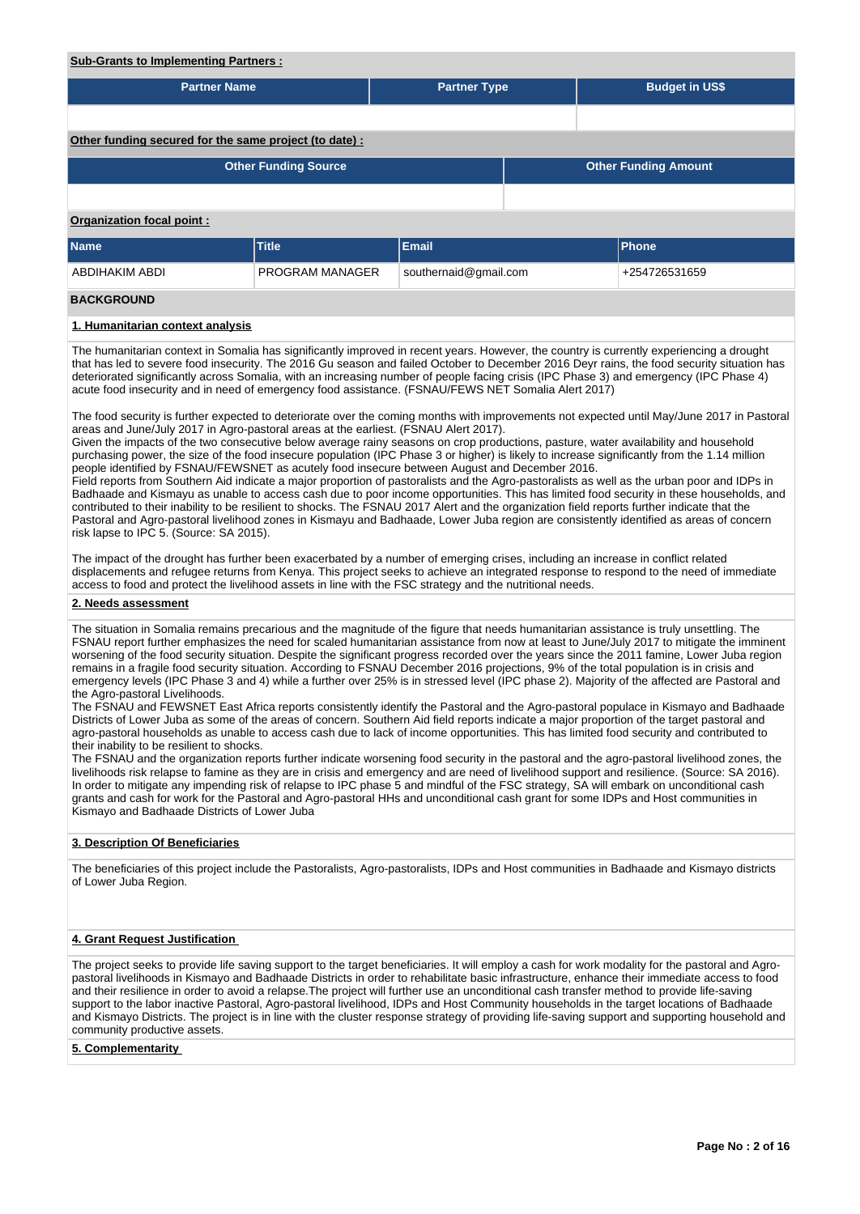**Sub-Grants to Implementing Partners :**

| Partner Name | Partner Type | Budget in US$ |
|---|---|---|
| | | |

**Other funding secured for the same project (to date) :**

| Other Funding Source | Other Funding Amount |
|---|---|
| | |

**Organization focal point :**

| Name | Title | Email | Phone |
|---|---|---|---|
| ABDIHAKIM ABDI | PROGRAM MANAGER | southernaid@gmail.com | +254726531659 |

## BACKGROUND

### 1. Humanitarian context analysis

The humanitarian context in Somalia has significantly improved in recent years. However, the country is currently experiencing a drought that has led to severe food insecurity. The 2016 Gu season and failed October to December 2016 Deyr rains, the food security situation has deteriorated significantly across Somalia, with an increasing number of people facing crisis (IPC Phase 3) and emergency (IPC Phase 4) acute food insecurity and in need of emergency food assistance. (FSNAU/FEWS NET Somalia Alert 2017)

The food security is further expected to deteriorate over the coming months with improvements not expected until May/June 2017 in Pastoral areas and June/July 2017 in Agro-pastoral areas at the earliest. (FSNAU Alert 2017).
Given the impacts of the two consecutive below average rainy seasons on crop productions, pasture, water availability and household purchasing power, the size of the food insecure population (IPC Phase 3 or higher) is likely to increase significantly from the 1.14 million people identified by FSNAU/FEWSNET as acutely food insecure between August and December 2016.
Field reports from Southern Aid indicate a major proportion of pastoralists and the Agro-pastoralists as well as the urban poor and IDPs in Badhaade and Kismayu as unable to access cash due to poor income opportunities. This has limited food security in these households, and contributed to their inability to be resilient to shocks. The FSNAU 2017 Alert and the organization field reports further indicate that the Pastoral and Agro-pastoral livelihood zones in Kismayu and Badhaade, Lower Juba region are consistently identified as areas of concern risk lapse to IPC 5. (Source: SA 2015).

The impact of the drought has further been exacerbated by a number of emerging crises, including an increase in conflict related displacements and refugee returns from Kenya. This project seeks to achieve an integrated response to respond to the need of immediate access to food and protect the livelihood assets in line with the FSC strategy and the nutritional needs.

### 2. Needs assessment

The situation in Somalia remains precarious and the magnitude of the figure that needs humanitarian assistance is truly unsettling. The FSNAU report further emphasizes the need for scaled humanitarian assistance from now at least to June/July 2017 to mitigate the imminent worsening of the food security situation. Despite the significant progress recorded over the years since the 2011 famine, Lower Juba region remains in a fragile food security situation. According to FSNAU December 2016 projections, 9% of the total population is in crisis and emergency levels (IPC Phase 3 and 4) while a further over 25% is in stressed level (IPC phase 2). Majority of the affected are Pastoral and the Agro-pastoral Livelihoods.
The FSNAU and FEWSNET East Africa reports consistently identify the Pastoral and the Agro-pastoral populace in Kismayo and Badhaade Districts of Lower Juba as some of the areas of concern. Southern Aid field reports indicate a major proportion of the target pastoral and agro-pastoral households as unable to access cash due to lack of income opportunities. This has limited food security and contributed to their inability to be resilient to shocks.
The FSNAU and the organization reports further indicate worsening food security in the pastoral and the agro-pastoral livelihood zones, the livelihoods risk relapse to famine as they are in crisis and emergency and are need of livelihood support and resilience. (Source: SA 2016).
In order to mitigate any impending risk of relapse to IPC phase 5 and mindful of the FSC strategy, SA will embark on unconditional cash grants and cash for work for the Pastoral and Agro-pastoral HHs and unconditional cash grant for some IDPs and Host communities in Kismayo and Badhaade Districts of Lower Juba

### 3. Description Of Beneficiaries

The beneficiaries of this project include the Pastoralists, Agro-pastoralists, IDPs and Host communities in Badhaade and Kismayo districts of Lower Juba Region.

### 4. Grant Request Justification

The project seeks to provide life saving support to the target beneficiaries. It will employ a cash for work modality for the pastoral and Agro-pastoral livelihoods in Kismayo and Badhaade Districts in order to rehabilitate basic infrastructure, enhance their immediate access to food and their resilience in order to avoid a relapse.The project will further use an unconditional cash transfer method to provide life-saving support to the labor inactive Pastoral, Agro-pastoral livelihood, IDPs and Host Community households in the target locations of Badhaade and Kismayo Districts. The project is in line with the cluster response strategy of providing life-saving support and supporting household and community productive assets.

### 5. Complementarity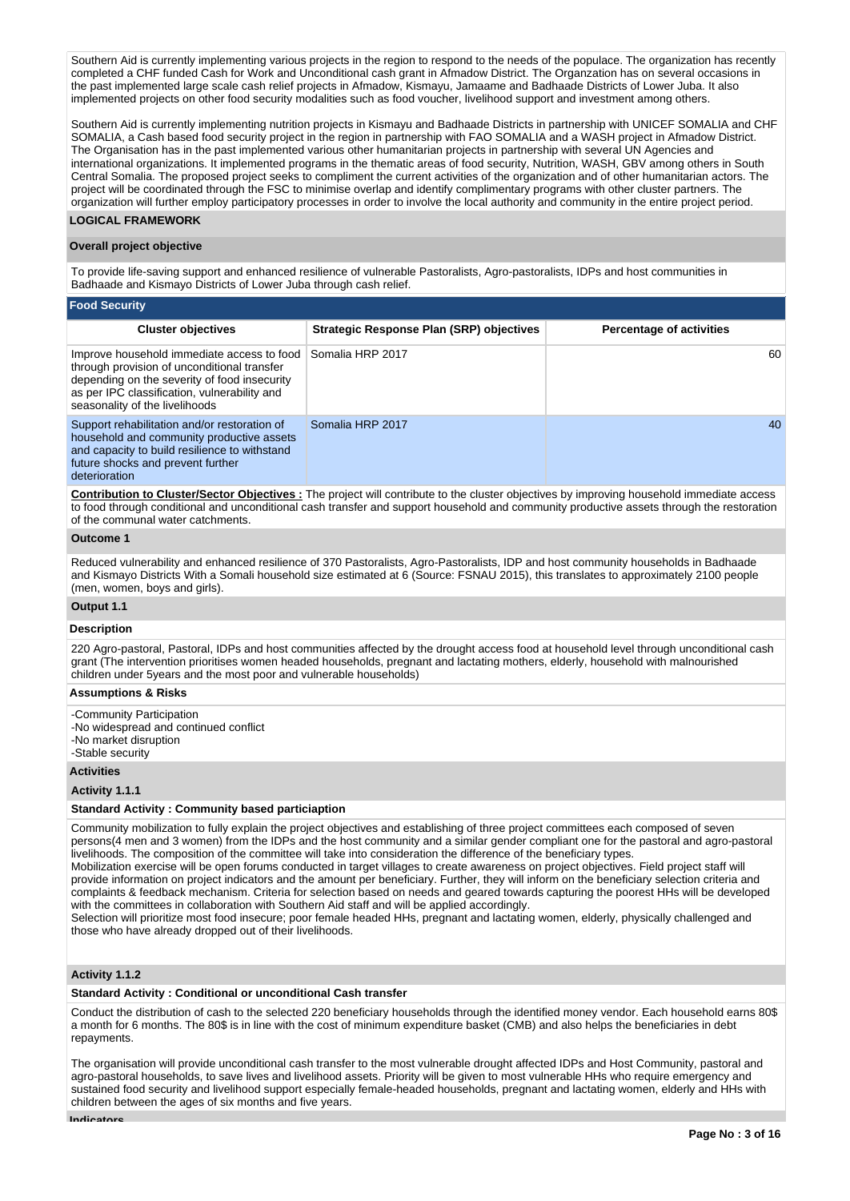Southern Aid is currently implementing various projects in the region to respond to the needs of the populace. The organization has recently completed a CHF funded Cash for Work and Unconditional cash grant in Afmadow District. The Organzation has on several occasions in the past implemented large scale cash relief projects in Afmadow, Kismayu, Jamaame and Badhaade Districts of Lower Juba. It also implemented projects on other food security modalities such as food voucher, livelihood support and investment among others.

Southern Aid is currently implementing nutrition projects in Kismayu and Badhaade Districts in partnership with UNICEF SOMALIA and CHF SOMALIA, a Cash based food security project in the region in partnership with FAO SOMALIA and a WASH project in Afmadow District. The Organisation has in the past implemented various other humanitarian projects in partnership with several UN Agencies and international organizations. It implemented programs in the thematic areas of food security, Nutrition, WASH, GBV among others in South Central Somalia. The proposed project seeks to compliment the current activities of the organization and of other humanitarian actors. The project will be coordinated through the FSC to minimise overlap and identify complimentary programs with other cluster partners. The organization will further employ participatory processes in order to involve the local authority and community in the entire project period.

## LOGICAL FRAMEWORK

### Overall project objective

To provide life-saving support and enhanced resilience of vulnerable Pastoralists, Agro-pastoralists, IDPs and host communities in Badhaade and Kismayo Districts of Lower Juba through cash relief.

### Food Security

| Cluster objectives | Strategic Response Plan (SRP) objectives | Percentage of activities |
|---|---|---|
| Improve household immediate access to food through provision of unconditional transfer depending on the severity of food insecurity as per IPC classification, vulnerability and seasonality of the livelihoods | Somalia HRP 2017 | 60 |
| Support rehabilitation and/or restoration of household and community productive assets and capacity to build resilience to withstand future shocks and prevent further deterioration | Somalia HRP 2017 | 40 |

**Contribution to Cluster/Sector Objectives :** The project will contribute to the cluster objectives by improving household immediate access to food through conditional and unconditional cash transfer and support household and community productive assets through the restoration of the communal water catchments.

#### Outcome 1

Reduced vulnerability and enhanced resilience of 370 Pastoralists, Agro-Pastoralists, IDP and host community households in Badhaade and Kismayo Districts With a Somali household size estimated at 6 (Source: FSNAU 2015), this translates to approximately 2100 people (men, women, boys and girls).

#### Output 1.1

**Description**

220 Agro-pastoral, Pastoral, IDPs and host communities affected by the drought access food at household level through unconditional cash grant (The intervention prioritises women headed households, pregnant and lactating mothers, elderly, household with malnourished children under 5years and the most poor and vulnerable households)

**Assumptions & Risks**

-Community Participation
-No widespread and continued conflict
-No market disruption
-Stable security

**Activities**

**Activity 1.1.1**

**Standard Activity : Community based particiaption**

Community mobilization to fully explain the project objectives and establishing of three project committees each composed of seven persons(4 men and 3 women) from the IDPs and the host community and a similar gender compliant one for the pastoral and agro-pastoral livelihoods. The composition of the committee will take into consideration the difference of the beneficiary types.
Mobilization exercise will be open forums conducted in target villages to create awareness on project objectives. Field project staff will provide information on project indicators and the amount per beneficiary. Further, they will inform on the beneficiary selection criteria and complaints & feedback mechanism. Criteria for selection based on needs and geared towards capturing the poorest HHs will be developed with the committees in collaboration with Southern Aid staff and will be applied accordingly.
Selection will prioritize most food insecure; poor female headed HHs, pregnant and lactating women, elderly, physically challenged and those who have already dropped out of their livelihoods.

**Activity 1.1.2**

**Standard Activity : Conditional or unconditional Cash transfer**

Conduct the distribution of cash to the selected 220 beneficiary households through the identified money vendor. Each household earns 80$ a month for 6 months. The 80$ is in line with the cost of minimum expenditure basket (CMB) and also helps the beneficiaries in debt repayments.

The organisation will provide unconditional cash transfer to the most vulnerable drought affected IDPs and Host Community, pastoral and agro-pastoral households, to save lives and livelihood assets. Priority will be given to most vulnerable HHs who require emergency and sustained food security and livelihood support especially female-headed households, pregnant and lactating women, elderly and HHs with children between the ages of six months and five years.

**Indicators**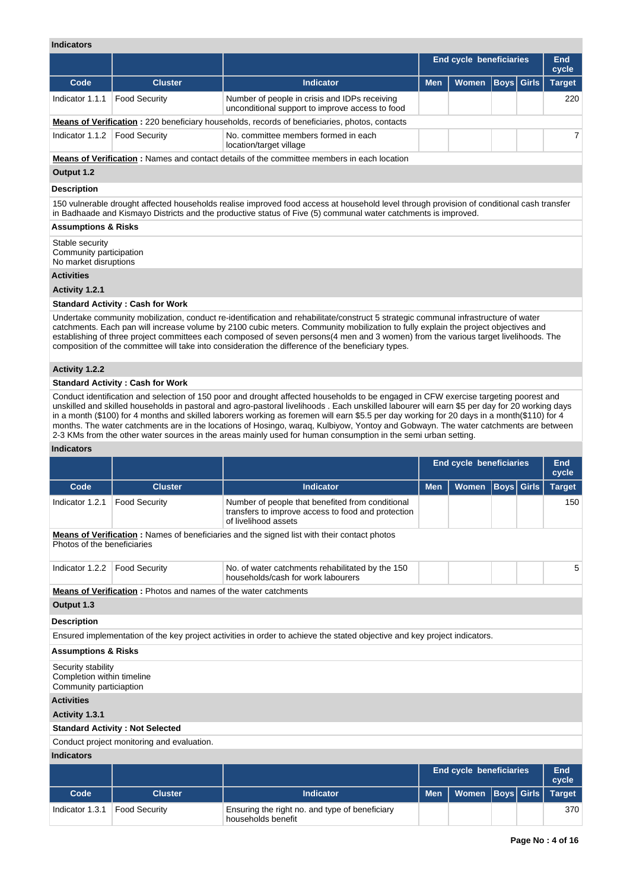**Indicators**

| | | | End cycle beneficiaries | | | | End cycle |
|---|---|---|---|---|---|---|---|
| **Code** | **Cluster** | **Indicator** | **Men** | **Women** | **Boys** | **Girls** | **Target** |
| Indicator 1.1.1 | Food Security | Number of people in crisis and IDPs receiving unconditional support to improve access to food | | | | | 220 |

**Means of Verification :** 220 beneficiary households, records of beneficiaries, photos, contacts

| Code | Cluster | Indicator | Men | Women | Boys | Girls | Target |
|---|---|---|---|---|---|---|---|
| Indicator 1.1.2 | Food Security | No. committee members formed in each location/target village | | | | | 7 |

**Means of Verification :** Names and contact details of the committee members in each location

**Output 1.2**

**Description**

150 vulnerable drought affected households realise improved food access at household level through provision of conditional cash transfer in Badhaade and Kismayo Districts and the productive status of Five (5) communal water catchments is improved.

**Assumptions & Risks**

Stable security
Community participation
No market disruptions

**Activities**

**Activity 1.2.1**

**Standard Activity : Cash for Work**

Undertake community mobilization, conduct re-identification and rehabilitate/construct 5 strategic communal infrastructure of water catchments. Each pan will increase volume by 2100 cubic meters. Community mobilization to fully explain the project objectives and establishing of three project committees each composed of seven persons(4 men and 3 women) from the various target livelihoods. The composition of the committee will take into consideration the difference of the beneficiary types.

**Activity 1.2.2**

**Standard Activity : Cash for Work**

Conduct identification and selection of 150 poor and drought affected households to be engaged in CFW exercise targeting poorest and unskilled and skilled households in pastoral and agro-pastoral livelihoods . Each unskilled labourer will earn $5 per day for 20 working days in a month ($100) for 4 months and skilled laborers working as foremen will earn $5.5 per day working for 20 days in a month($110) for 4 months. The water catchments are in the locations of Hosingo, waraq, Kulbiyow, Yontoy and Gobwayn. The water catchments are between 2-3 KMs from the other water sources in the areas mainly used for human consumption in the semi urban setting.

**Indicators**

| | | | End cycle beneficiaries | | | | End cycle |
|---|---|---|---|---|---|---|---|
| **Code** | **Cluster** | **Indicator** | **Men** | **Women** | **Boys** | **Girls** | **Target** |
| Indicator 1.2.1 | Food Security | Number of people that benefited from conditional transfers to improve access to food and protection of livelihood assets | | | | | 150 |

**Means of Verification :** Names of beneficiaries and the signed list with their contact photos
Photos of the beneficiaries

| Code | Cluster | Indicator | Men | Women | Boys | Girls | Target |
|---|---|---|---|---|---|---|---|
| Indicator 1.2.2 | Food Security | No. of water catchments rehabilitated by the 150 households/cash for work labourers | | | | | 5 |

**Means of Verification :** Photos and names of the water catchments

**Output 1.3**

**Description**

Ensured implementation of the key project activities in order to achieve the stated objective and key project indicators.

**Assumptions & Risks**

Security stability
Completion within timeline
Community particiaption

**Activities**

**Activity 1.3.1**

**Standard Activity : Not Selected**

Conduct project monitoring and evaluation.

**Indicators**

| | | | End cycle beneficiaries | | | | End cycle |
|---|---|---|---|---|---|---|---|
| **Code** | **Cluster** | **Indicator** | **Men** | **Women** | **Boys** | **Girls** | **Target** |
| Indicator 1.3.1 | Food Security | Ensuring the right no. and type of beneficiary households benefit | | | | | 370 |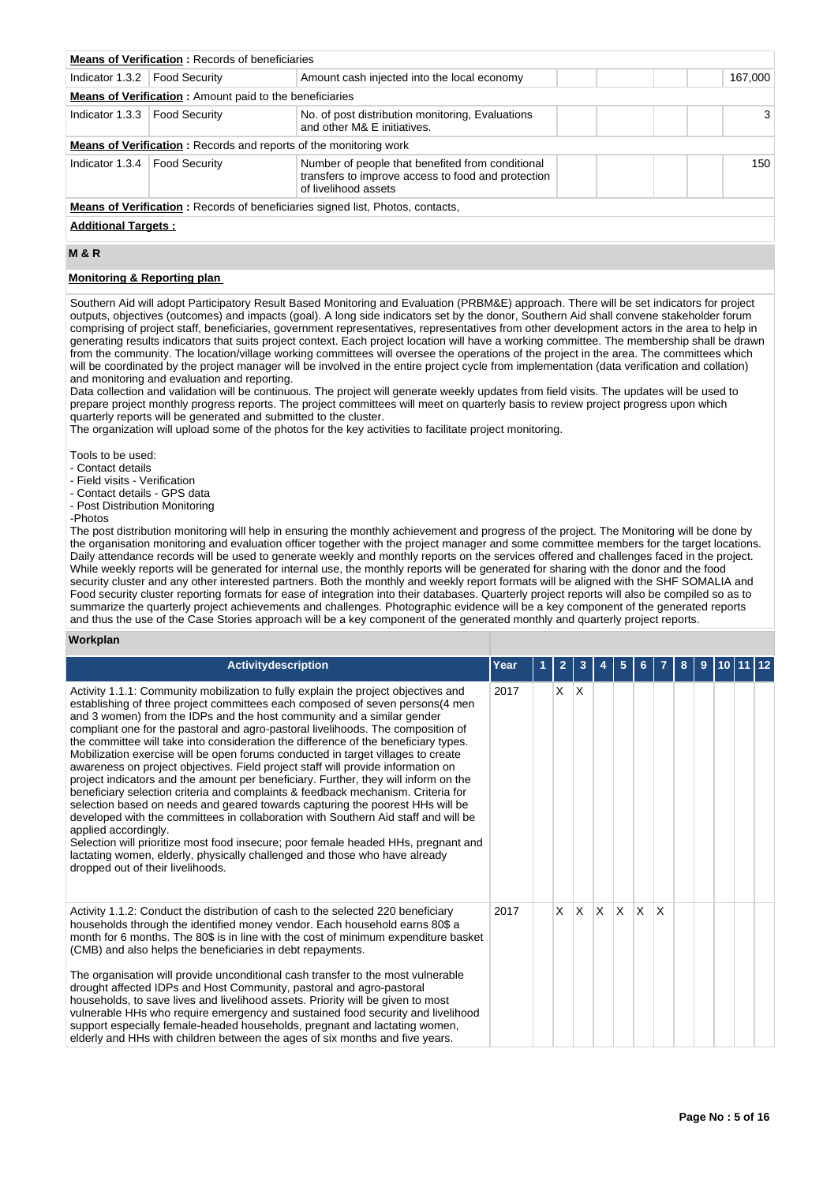| | | | | | | | |
|---|---|---|---|---|---|---|---|
| **Means of Verification :** Records of beneficiaries | | | | | | | |
| Indicator 1.3.2 | Food Security | Amount cash injected into the local economy | | | | | 167,000 |
| **Means of Verification :** Amount paid to the beneficiaries | | | | | | | |
| Indicator 1.3.3 | Food Security | No. of post distribution monitoring, Evaluations and other M& E initiatives. | | | | | 3 |
| **Means of Verification :** Records and reports of the monitoring work | | | | | | | |
| Indicator 1.3.4 | Food Security | Number of people that benefited from conditional transfers to improve access to food and protection of livelihood assets | | | | | 150 |
| **Means of Verification :** Records of beneficiaries signed list, Photos, contacts, | | | | | | | |

**Additional Targets :**

## M & R

**Monitoring & Reporting plan**

Southern Aid will adopt Participatory Result Based Monitoring and Evaluation (PRBM&E) approach. There will be set indicators for project outputs, objectives (outcomes) and impacts (goal). A long side indicators set by the donor, Southern Aid shall convene stakeholder forum comprising of project staff, beneficiaries, government representatives, representatives from other development actors in the area to help in generating results indicators that suits project context. Each project location will have a working committee. The membership shall be drawn from the community. The location/village working committees will oversee the operations of the project in the area. The committees which will be coordinated by the project manager will be involved in the entire project cycle from implementation (data verification and collation) and monitoring and evaluation and reporting.
Data collection and validation will be continuous. The project will generate weekly updates from field visits. The updates will be used to prepare project monthly progress reports. The project committees will meet on quarterly basis to review project progress upon which quarterly reports will be generated and submitted to the cluster.
The organization will upload some of the photos for the key activities to facilitate project monitoring.

Tools to be used:
- Contact details
- Field visits - Verification
- Contact details - GPS data
- Post Distribution Monitoring
-Photos

The post distribution monitoring will help in ensuring the monthly achievement and progress of the project. The Monitoring will be done by the organisation monitoring and evaluation officer together with the project manager and some committee members for the target locations. Daily attendance records will be used to generate weekly and monthly reports on the services offered and challenges faced in the project. While weekly reports will be generated for internal use, the monthly reports will be generated for sharing with the donor and the food security cluster and any other interested partners. Both the monthly and weekly report formats will be aligned with the SHF SOMALIA and Food security cluster reporting formats for ease of integration into their databases. Quarterly project reports will also be compiled so as to summarize the quarterly project achievements and challenges. Photographic evidence will be a key component of the generated reports and thus the use of the Case Stories approach will be a key component of the generated monthly and quarterly project reports.

**Workplan**

| Activitydescription | Year | 1 | 2 | 3 | 4 | 5 | 6 | 7 | 8 | 9 | 10 | 11 | 12 |
|---|---|---|---|---|---|---|---|---|---|---|---|---|---|
| Activity 1.1.1: Community mobilization to fully explain the project objectives and establishing of three project committees each composed of seven persons(4 men and 3 women) from the IDPs and the host community and a similar gender compliant one for the pastoral and agro-pastoral livelihoods. The composition of the committee will take into consideration the difference of the beneficiary types. Mobilization exercise will be open forums conducted in target villages to create awareness on project objectives. Field project staff will provide information on project indicators and the amount per beneficiary. Further, they will inform on the beneficiary selection criteria and complaints & feedback mechanism. Criteria for selection based on needs and geared towards capturing the poorest HHs will be developed with the committees in collaboration with Southern Aid staff and will be applied accordingly.<br>Selection will prioritize most food insecure; poor female headed HHs, pregnant and lactating women, elderly, physically challenged and those who have already dropped out of their livelihoods. | 2017 | | X | X | | | | | | | | | |
| Activity 1.1.2: Conduct the distribution of cash to the selected 220 beneficiary households through the identified money vendor. Each household earns 80$ a month for 6 months. The 80$ is in line with the cost of minimum expenditure basket (CMB) and also helps the beneficiaries in debt repayments.<br><br>The organisation will provide unconditional cash transfer to the most vulnerable drought affected IDPs and Host Community, pastoral and agro-pastoral households, to save lives and livelihood assets. Priority will be given to most vulnerable HHs who require emergency and sustained food security and livelihood support especially female-headed households, pregnant and lactating women, elderly and HHs with children between the ages of six months and five years. | 2017 | | X | X | X | X | X | X | | | | | |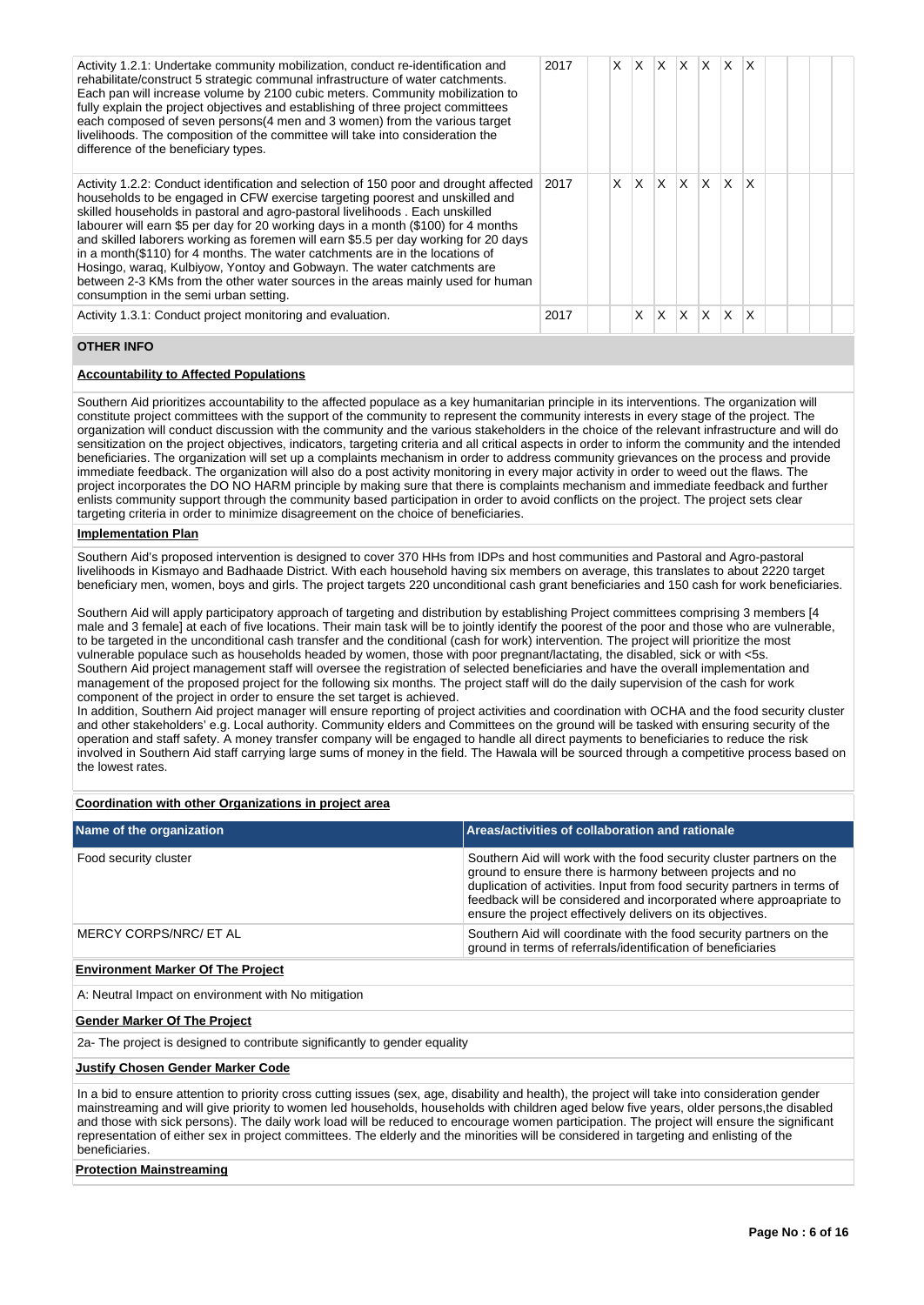| Activity | Year | 1 | 2 | 3 | 4 | 5 | 6 | 7 | 8 | 9 | 10 | 11 | 12 |
|---|---|---|---|---|---|---|---|---|---|---|---|---|---|
| Activity 1.2.1: Undertake community mobilization, conduct re-identification and rehabilitate/construct 5 strategic communal infrastructure of water catchments. Each pan will increase volume by 2100 cubic meters. Community mobilization to fully explain the project objectives and establishing of three project committees each composed of seven persons(4 men and 3 women) from the various target livelihoods. The composition of the committee will take into consideration the difference of the beneficiary types. | 2017 | | X | X | X | X | X | X | X | | | | |
| Activity 1.2.2: Conduct identification and selection of 150 poor and drought affected households to be engaged in CFW exercise targeting poorest and unskilled and skilled households in pastoral and agro-pastoral livelihoods . Each unskilled labourer will earn $5 per day for 20 working days in a month ($100) for 4 months and skilled laborers working as foremen will earn $5.5 per day working for 20 days in a month($110) for 4 months. The water catchments are in the locations of Hosingo, waraq, Kulbiyow, Yontoy and Gobwayn. The water catchments are between 2-3 KMs from the other water sources in the areas mainly used for human consumption in the semi urban setting. | 2017 | | X | X | X | X | X | X | X | | | | |
| Activity 1.3.1: Conduct project monitoring and evaluation. | 2017 | | | X | X | X | X | X | X | | | | |

## OTHER INFO

**Accountability to Affected Populations**

Southern Aid prioritizes accountability to the affected populace as a key humanitarian principle in its interventions. The organization will constitute project committees with the support of the community to represent the community interests in every stage of the project. The organization will conduct discussion with the community and the various stakeholders in the choice of the relevant infrastructure and will do sensitization on the project objectives, indicators, targeting criteria and all critical aspects in order to inform the community and the intended beneficiaries. The organization will set up a complaints mechanism in order to address community grievances on the process and provide immediate feedback. The organization will also do a post activity monitoring in every major activity in order to weed out the flaws. The project incorporates the DO NO HARM principle by making sure that there is complaints mechanism and immediate feedback and further enlists community support through the community based participation in order to avoid conflicts on the project. The project sets clear targeting criteria in order to minimize disagreement on the choice of beneficiaries.

**Implementation Plan**

Southern Aid's proposed intervention is designed to cover 370 HHs from IDPs and host communities and Pastoral and Agro-pastoral livelihoods in Kismayo and Badhaade District. With each household having six members on average, this translates to about 2220 target beneficiary men, women, boys and girls. The project targets 220 unconditional cash grant beneficiaries and 150 cash for work beneficiaries.

Southern Aid will apply participatory approach of targeting and distribution by establishing Project committees comprising 3 members [4 male and 3 female] at each of five locations. Their main task will be to jointly identify the poorest of the poor and those who are vulnerable, to be targeted in the unconditional cash transfer and the conditional (cash for work) intervention. The project will prioritize the most vulnerable populace such as households headed by women, those with poor pregnant/lactating, the disabled, sick or with <5s.
Southern Aid project management staff will oversee the registration of selected beneficiaries and have the overall implementation and management of the proposed project for the following six months. The project staff will do the daily supervision of the cash for work component of the project in order to ensure the set target is achieved.
In addition, Southern Aid project manager will ensure reporting of project activities and coordination with OCHA and the food security cluster and other stakeholders' e.g. Local authority. Community elders and Committees on the ground will be tasked with ensuring security of the operation and staff safety. A money transfer company will be engaged to handle all direct payments to beneficiaries to reduce the risk involved in Southern Aid staff carrying large sums of money in the field. The Hawala will be sourced through a competitive process based on the lowest rates.

**Coordination with other Organizations in project area**

| Name of the organization | Areas/activities of collaboration and rationale |
|---|---|
| Food security cluster | Southern Aid will work with the food security cluster partners on the ground to ensure there is harmony between projects and no duplication of activities. Input from food security partners in terms of feedback will be considered and incorporated where approapriate to ensure the project effectively delivers on its objectives. |
| MERCY CORPS/NRC/ ET AL | Southern Aid will coordinate with the food security partners on the ground in terms of referrals/identification of beneficiaries |

**Environment Marker Of The Project**

A: Neutral Impact on environment with No mitigation

**Gender Marker Of The Project**

2a- The project is designed to contribute significantly to gender equality

**Justify Chosen Gender Marker Code**

In a bid to ensure attention to priority cross cutting issues (sex, age, disability and health), the project will take into consideration gender mainstreaming and will give priority to women led households, households with children aged below five years, older persons,the disabled and those with sick persons). The daily work load will be reduced to encourage women participation. The project will ensure the significant representation of either sex in project committees. The elderly and the minorities will be considered in targeting and enlisting of the beneficiaries.

**Protection Mainstreaming**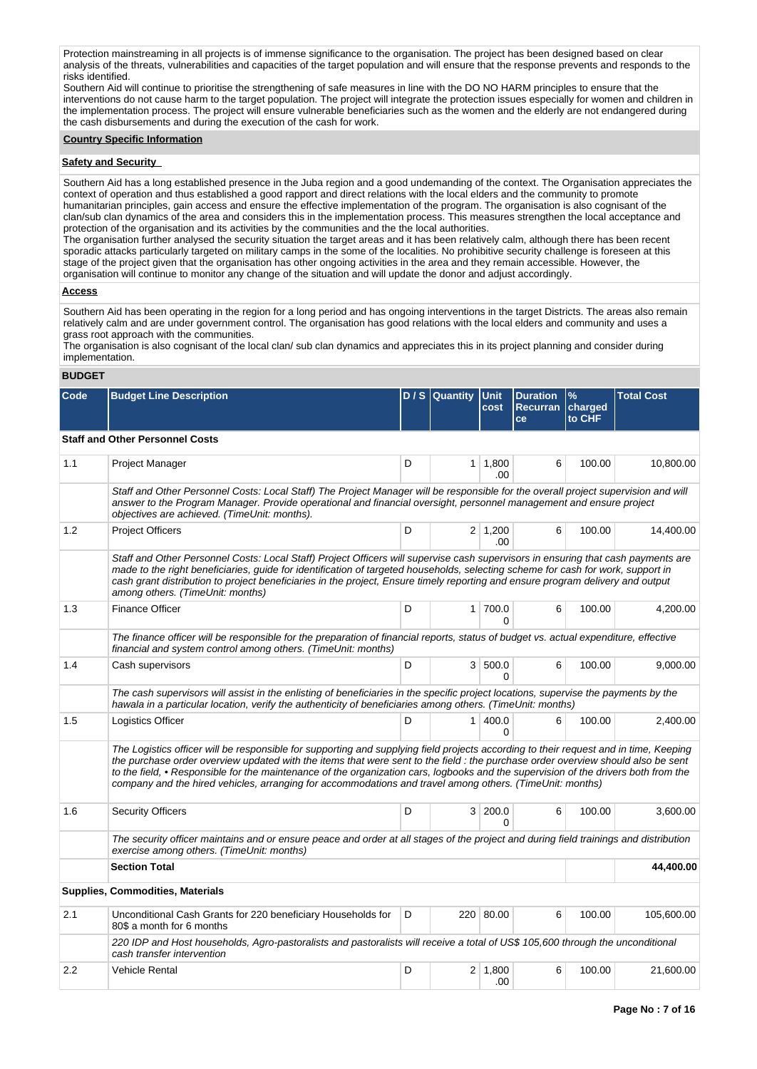Protection mainstreaming in all projects is of immense significance to the organisation. The project has been designed based on clear analysis of the threats, vulnerabilities and capacities of the target population and will ensure that the response prevents and responds to the risks identified.
Southern Aid will continue to prioritise the strengthening of safe measures in line with the DO NO HARM principles to ensure that the interventions do not cause harm to the target population. The project will integrate the protection issues especially for women and children in the implementation process. The project will ensure vulnerable beneficiaries such as the women and the elderly are not endangered during the cash disbursements and during the execution of the cash for work.

## Country Specific Information

### Safety and Security

Southern Aid has a long established presence in the Juba region and a good undemanding of the context. The Organisation appreciates the context of operation and thus established a good rapport and direct relations with the local elders and the community to promote humanitarian principles, gain access and ensure the effective implementation of the program. The organisation is also cognisant of the clan/sub clan dynamics of the area and considers this in the implementation process. This measures strengthen the local acceptance and protection of the organisation and its activities by the communities and the the local authorities.
The organisation further analysed the security situation the target areas and it has been relatively calm, although there has been recent sporadic attacks particularly targeted on military camps in the some of the localities. No prohibitive security challenge is foreseen at this stage of the project given that the organisation has other ongoing activities in the area and they remain accessible. However, the organisation will continue to monitor any change of the situation and will update the donor and adjust accordingly.

### Access

Southern Aid has been operating in the region for a long period and has ongoing interventions in the target Districts. The areas also remain relatively calm and are under government control. The organisation has good relations with the local elders and community and uses a grass root approach with the communities.
The organisation is also cognisant of the local clan/ sub clan dynamics and appreciates this in its project planning and consider during implementation.

## BUDGET

| Code | Budget Line Description | D / S | Quantity | Unit cost | Duration Recurrance | % charged to CHF | Total Cost |
|---|---|---|---|---|---|---|---|
| **Staff and Other Personnel Costs** | | | | | | | |
| 1.1 | Project Manager | D | 1 | 1,800.00 | 6 | 100.00 | 10,800.00 |
| | *Staff and Other Personnel Costs: Local Staff) The Project Manager will be responsible for the overall project supervision and will answer to the Program Manager. Provide operational and financial oversight, personnel management and ensure project objectives are achieved. (TimeUnit: months).* | | | | | | |
| 1.2 | Project Officers | D | 2 | 1,200.00 | 6 | 100.00 | 14,400.00 |
| | *Staff and Other Personnel Costs: Local Staff) Project Officers will supervise cash supervisors in ensuring that cash payments are made to the right beneficiaries, guide for identification of targeted households, selecting scheme for cash for work, support in cash grant distribution to project beneficiaries in the project, Ensure timely reporting and ensure program delivery and output among others. (TimeUnit: months)* | | | | | | |
| 1.3 | Finance Officer | D | 1 | 700.00 | 6 | 100.00 | 4,200.00 |
| | *The finance officer will be responsible for the preparation of financial reports, status of budget vs. actual expenditure, effective financial and system control among others. (TimeUnit: months)* | | | | | | |
| 1.4 | Cash supervisors | D | 3 | 500.00 | 6 | 100.00 | 9,000.00 |
| | *The cash supervisors will assist in the enlisting of beneficiaries in the specific project locations, supervise the payments by the hawala in a particular location, verify the authenticity of beneficiaries among others. (TimeUnit: months)* | | | | | | |
| 1.5 | Logistics Officer | D | 1 | 400.00 | 6 | 100.00 | 2,400.00 |
| | *The Logistics officer will be responsible for supporting and supplying field projects according to their request and in time, Keeping the purchase order overview updated with the items that were sent to the field : the purchase order overview should also be sent to the field, • Responsible for the maintenance of the organization cars, logbooks and the supervision of the drivers both from the company and the hired vehicles, arranging for accommodations and travel among others. (TimeUnit: months)* | | | | | | |
| 1.6 | Security Officers | D | 3 | 200.00 | 6 | 100.00 | 3,600.00 |
| | *The security officer maintains and or ensure peace and order at all stages of the project and during field trainings and distribution exercise among others. (TimeUnit: months)* | | | | | | |
| | **Section Total** | | | | | | **44,400.00** |
| **Supplies, Commodities, Materials** | | | | | | | |
| 2.1 | Unconditional Cash Grants for 220 beneficiary Households for 80$ a month for 6 months | D | 220 | 80.00 | 6 | 100.00 | 105,600.00 |
| | *220 IDP and Host households, Agro-pastoralists and pastoralists will receive a total of US$ 105,600 through the unconditional cash transfer intervention* | | | | | | |
| 2.2 | Vehicle Rental | D | 2 | 1,800.00 | 6 | 100.00 | 21,600.00 |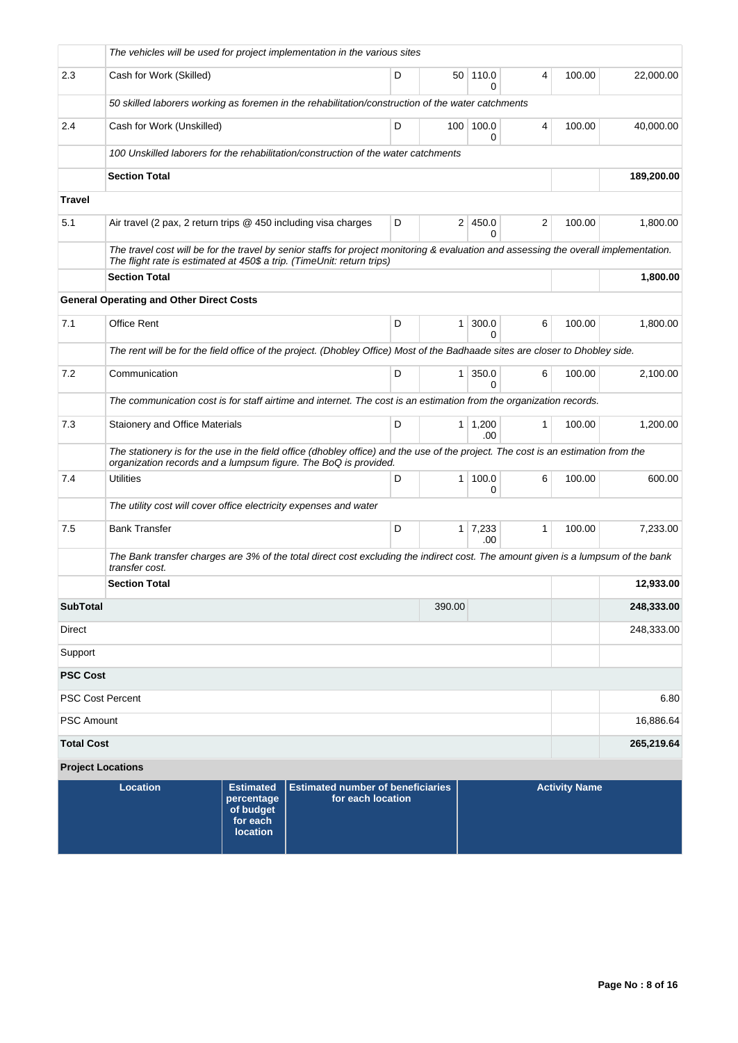| | | | | | | | |
|---|---|---|---|---|---|---|---|
| | *The vehicles will be used for project implementation in the various sites* | | | | | | |
| 2.3 | Cash for Work (Skilled) | D | 50 | 110.00 | 4 | 100.00 | 22,000.00 |
| | *50 skilled laborers working as foremen in the rehabilitation/construction of the water catchments* | | | | | | |
| 2.4 | Cash for Work (Unskilled) | D | 100 | 100.00 | 4 | 100.00 | 40,000.00 |
| | *100 Unskilled laborers for the rehabilitation/construction of the water catchments* | | | | | | |
| | **Section Total** | | | | | | **189,200.00** |
| **Travel** | | | | | | | |
| 5.1 | Air travel (2 pax, 2 return trips @ 450 including visa charges | D | 2 | 450.00 | 2 | 100.00 | 1,800.00 |
| | *The travel cost will be for the travel by senior staffs for project monitoring & evaluation and assessing the overall implementation. The flight rate is estimated at 450$ a trip. (TimeUnit: return trips)* | | | | | | |
| | **Section Total** | | | | | | **1,800.00** |
| **General Operating and Other Direct Costs** | | | | | | | |
| 7.1 | Office Rent | D | 1 | 300.00 | 6 | 100.00 | 1,800.00 |
| | *The rent will be for the field office of the project. (Dhobley Office) Most of the Badhaade sites are closer to Dhobley side.* | | | | | | |
| 7.2 | Communication | D | 1 | 350.00 | 6 | 100.00 | 2,100.00 |
| | *The communication cost is for staff airtime and internet. The cost is an estimation from the organization records.* | | | | | | |
| 7.3 | Staionery and Office Materials | D | 1 | 1,200.00 | 1 | 100.00 | 1,200.00 |
| | *The stationery is for the use in the field office (dhobley office) and the use of the project. The cost is an estimation from the organization records and a lumpsum figure. The BoQ is provided.* | | | | | | |
| 7.4 | Utilities | D | 1 | 100.00 | 6 | 100.00 | 600.00 |
| | *The utility cost will cover office electricity expenses and water* | | | | | | |
| 7.5 | Bank Transfer | D | 1 | 7,233.00 | 1 | 100.00 | 7,233.00 |
| | *The Bank transfer charges are 3% of the total direct cost excluding the indirect cost. The amount given is a lumpsum of the bank transfer cost.* | | | | | | |
| | **Section Total** | | | | | | **12,933.00** |
| **SubTotal** | | | 390.00 | | | | **248,333.00** |
| Direct | | | | | | | 248,333.00 |
| Support | | | | | | | |
| **PSC Cost** | | | | | | | |
| PSC Cost Percent | | | | | | | 6.80 |
| PSC Amount | | | | | | | 16,886.64 |
| **Total Cost** | | | | | | | **265,219.64** |

**Project Locations**

| Location | Estimated percentage of budget for each location | Estimated number of beneficiaries for each location | Activity Name |
|---|---|---|---|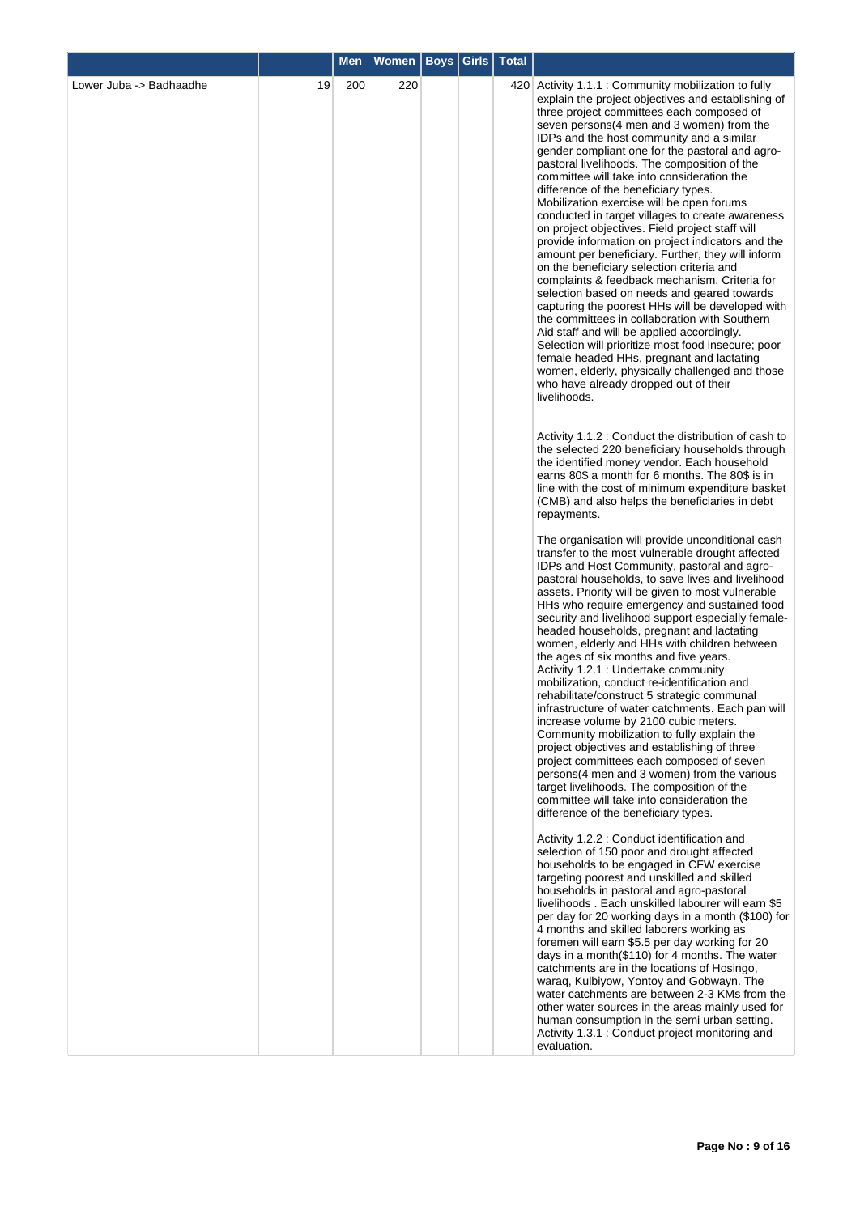| | | Men | Women | Boys | Girls | Total | |
|---|---|---|---|---|---|---|---|
| Lower Juba -> Badhaadhe | 19 | 200 | 220 | | | 420 | Activity 1.1.1 : Community mobilization to fully explain the project objectives and establishing of three project committees each composed of seven persons(4 men and 3 women) from the IDPs and the host community and a similar gender compliant one for the pastoral and agro-pastoral livelihoods. The composition of the committee will take into consideration the difference of the beneficiary types. Mobilization exercise will be open forums conducted in target villages to create awareness on project objectives. Field project staff will provide information on project indicators and the amount per beneficiary. Further, they will inform on the beneficiary selection criteria and complaints & feedback mechanism. Criteria for selection based on needs and geared towards capturing the poorest HHs will be developed with the committees in collaboration with Southern Aid staff and will be applied accordingly. Selection will prioritize most food insecure; poor female headed HHs, pregnant and lactating women, elderly, physically challenged and those who have already dropped out of their livelihoods.<br><br>Activity 1.1.2 : Conduct the distribution of cash to the selected 220 beneficiary households through the identified money vendor. Each household earns 80$ a month for 6 months. The 80$ is in line with the cost of minimum expenditure basket (CMB) and also helps the beneficiaries in debt repayments.<br><br>The organisation will provide unconditional cash transfer to the most vulnerable drought affected IDPs and Host Community, pastoral and agro-pastoral households, to save lives and livelihood assets. Priority will be given to most vulnerable HHs who require emergency and sustained food security and livelihood support especially female-headed households, pregnant and lactating women, elderly and HHs with children between the ages of six months and five years.<br>Activity 1.2.1 : Undertake community mobilization, conduct re-identification and rehabilitate/construct 5 strategic communal infrastructure of water catchments. Each pan will increase volume by 2100 cubic meters. Community mobilization to fully explain the project objectives and establishing of three project committees each composed of seven persons(4 men and 3 women) from the various target livelihoods. The composition of the committee will take into consideration the difference of the beneficiary types.<br><br>Activity 1.2.2 : Conduct identification and selection of 150 poor and drought affected households to be engaged in CFW exercise targeting poorest and unskilled and skilled households in pastoral and agro-pastoral livelihoods . Each unskilled labourer will earn $5 per day for 20 working days in a month ($100) for 4 months and skilled laborers working as foremen will earn $5.5 per day working for 20 days in a month($110) for 4 months. The water catchments are in the locations of Hosingo, waraq, Kulbiyow, Yontoy and Gobwayn. The water catchments are between 2-3 KMs from the other water sources in the areas mainly used for human consumption in the semi urban setting.<br>Activity 1.3.1 : Conduct project monitoring and evaluation. |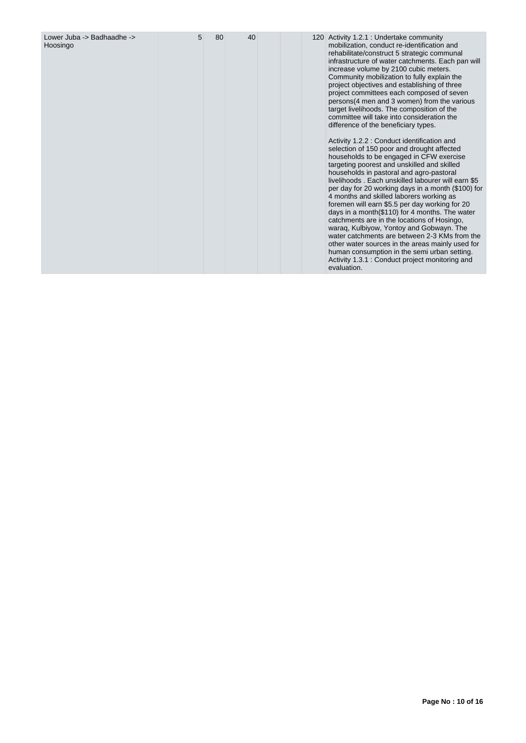| | | | | | | | |
|---|---|---|---|---|---|---|---|
| Lower Juba -> Badhaadhe -> Hoosingo | 5 | 80 | 40 | | | 120 | Activity 1.2.1 : Undertake community mobilization, conduct re-identification and rehabilitate/construct 5 strategic communal infrastructure of water catchments. Each pan will increase volume by 2100 cubic meters. Community mobilization to fully explain the project objectives and establishing of three project committees each composed of seven persons(4 men and 3 women) from the various target livelihoods. The composition of the committee will take into consideration the difference of the beneficiary types.<br><br>Activity 1.2.2 : Conduct identification and selection of 150 poor and drought affected households to be engaged in CFW exercise targeting poorest and unskilled and skilled households in pastoral and agro-pastoral livelihoods . Each unskilled labourer will earn $5 per day for 20 working days in a month ($100) for 4 months and skilled laborers working as foremen will earn $5.5 per day working for 20 days in a month($110) for 4 months. The water catchments are in the locations of Hosingo, waraq, Kulbiyow, Yontoy and Gobwayn. The water catchments are between 2-3 KMs from the other water sources in the areas mainly used for human consumption in the semi urban setting.<br>Activity 1.3.1 : Conduct project monitoring and evaluation. |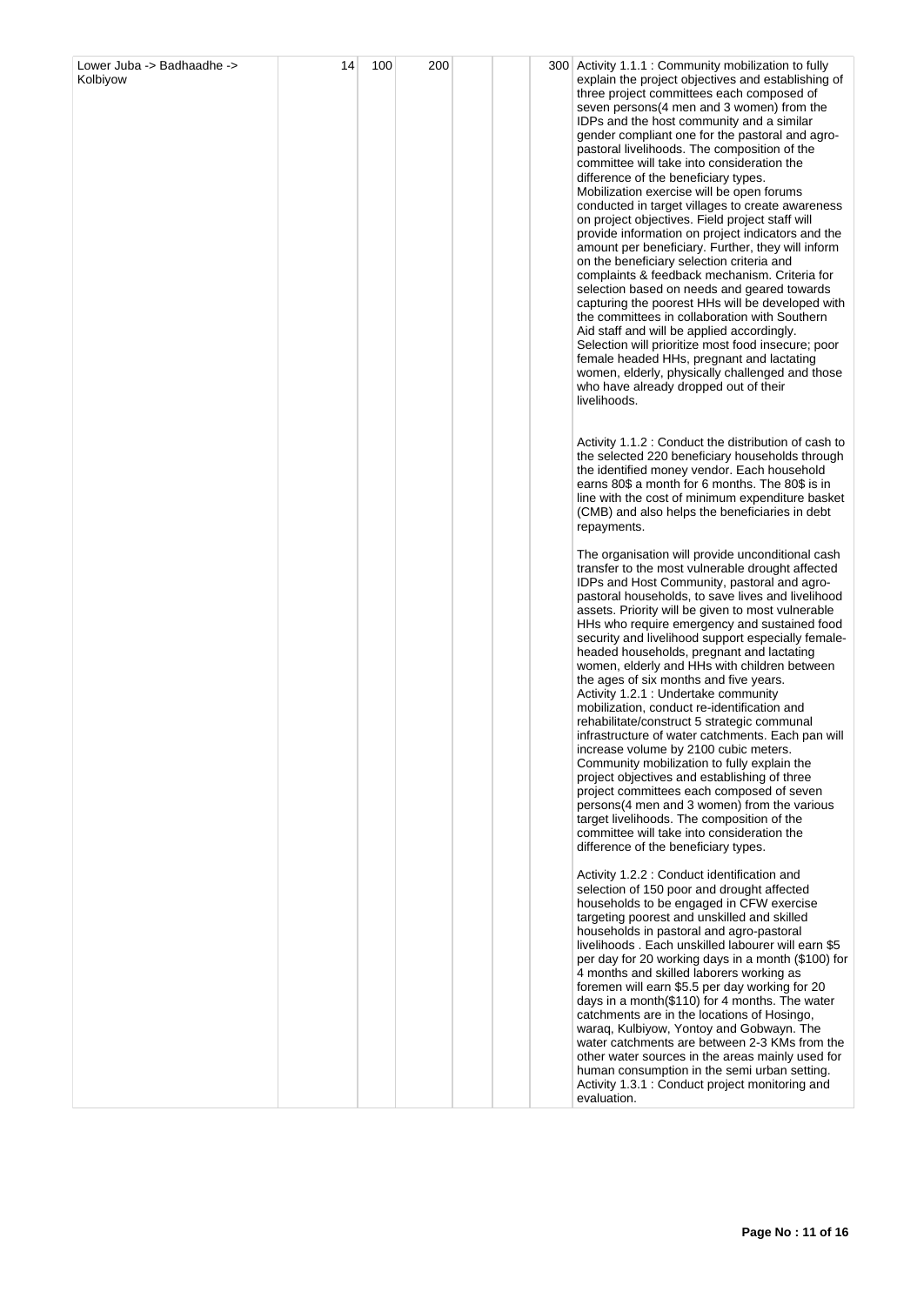| Lower Juba -> Badhaadhe -> Kolbiyow | 14 | 100 | 200 | | | 300 | Activity 1.1.1 : Community mobilization to fully explain the project objectives and establishing of three project committees each composed of seven persons(4 men and 3 women) from the IDPs and the host community and a similar gender compliant one for the pastoral and agro-pastoral livelihoods. The composition of the committee will take into consideration the difference of the beneficiary types.<br>Mobilization exercise will be open forums conducted in target villages to create awareness on project objectives. Field project staff will provide information on project indicators and the amount per beneficiary. Further, they will inform on the beneficiary selection criteria and complaints & feedback mechanism. Criteria for selection based on needs and geared towards capturing the poorest HHs will be developed with the committees in collaboration with Southern Aid staff and will be applied accordingly. Selection will prioritize most food insecure; poor female headed HHs, pregnant and lactating women, elderly, physically challenged and those who have already dropped out of their livelihoods.<br><br>Activity 1.1.2 : Conduct the distribution of cash to the selected 220 beneficiary households through the identified money vendor. Each household earns 80$ a month for 6 months. The 80$ is in line with the cost of minimum expenditure basket (CMB) and also helps the beneficiaries in debt repayments.<br><br>The organisation will provide unconditional cash transfer to the most vulnerable drought affected IDPs and Host Community, pastoral and agro-pastoral households, to save lives and livelihood assets. Priority will be given to most vulnerable HHs who require emergency and sustained food security and livelihood support especially female-headed households, pregnant and lactating women, elderly and HHs with children between the ages of six months and five years.<br>Activity 1.2.1 : Undertake community mobilization, conduct re-identification and rehabilitate/construct 5 strategic communal infrastructure of water catchments. Each pan will increase volume by 2100 cubic meters.<br>Community mobilization to fully explain the project objectives and establishing of three project committees each composed of seven persons(4 men and 3 women) from the various target livelihoods. The composition of the committee will take into consideration the difference of the beneficiary types.<br><br>Activity 1.2.2 : Conduct identification and selection of 150 poor and drought affected households to be engaged in CFW exercise targeting poorest and unskilled and skilled households in pastoral and agro-pastoral livelihoods . Each unskilled labourer will earn $5 per day for 20 working days in a month ($100) for 4 months and skilled laborers working as foremen will earn $5.5 per day working for 20 days in a month($110) for 4 months. The water catchments are in the locations of Hosingo, waraq, Kulbiyow, Yontoy and Gobwayn. The water catchments are between 2-3 KMs from the other water sources in the areas mainly used for human consumption in the semi urban setting.<br>Activity 1.3.1 : Conduct project monitoring and evaluation. |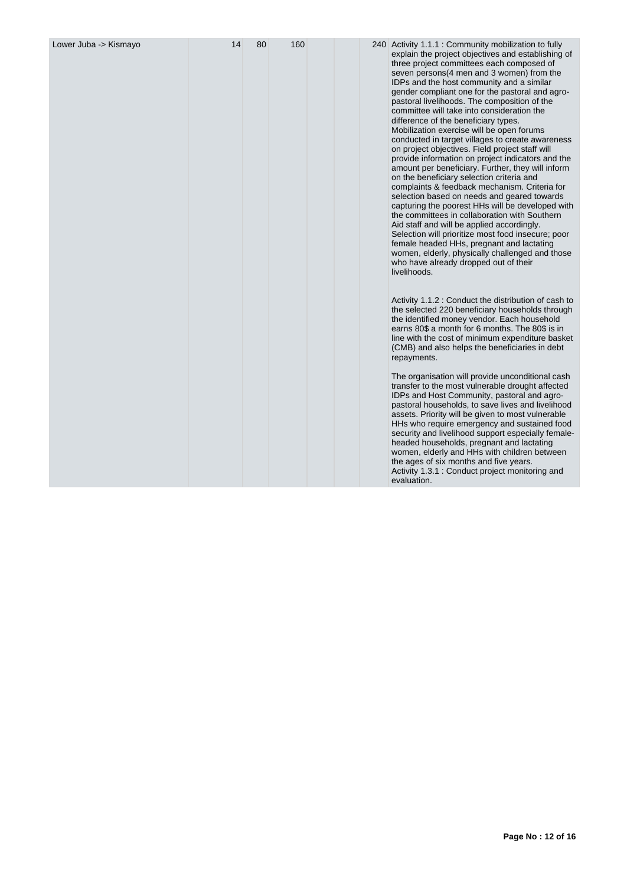| Lower Juba -> Kismayo | 14 | 80 | 160 | | | 240 | Activity 1.1.1 : Community mobilization to fully explain the project objectives and establishing of three project committees each composed of seven persons(4 men and 3 women) from the IDPs and the host community and a similar gender compliant one for the pastoral and agro-pastoral livelihoods. The composition of the committee will take into consideration the difference of the beneficiary types.<br>Mobilization exercise will be open forums conducted in target villages to create awareness on project objectives. Field project staff will provide information on project indicators and the amount per beneficiary. Further, they will inform on the beneficiary selection criteria and complaints & feedback mechanism. Criteria for selection based on needs and geared towards capturing the poorest HHs will be developed with the committees in collaboration with Southern Aid staff and will be applied accordingly. Selection will prioritize most food insecure; poor female headed HHs, pregnant and lactating women, elderly, physically challenged and those who have already dropped out of their livelihoods.<br><br>Activity 1.1.2 : Conduct the distribution of cash to the selected 220 beneficiary households through the identified money vendor. Each household earns 80$ a month for 6 months. The 80$ is in line with the cost of minimum expenditure basket (CMB) and also helps the beneficiaries in debt repayments.<br><br>The organisation will provide unconditional cash transfer to the most vulnerable drought affected IDPs and Host Community, pastoral and agro-pastoral households, to save lives and livelihood assets. Priority will be given to most vulnerable HHs who require emergency and sustained food security and livelihood support especially female-headed households, pregnant and lactating women, elderly and HHs with children between the ages of six months and five years.<br>Activity 1.3.1 : Conduct project monitoring and evaluation. |
|---|---|---|---|---|---|---|---|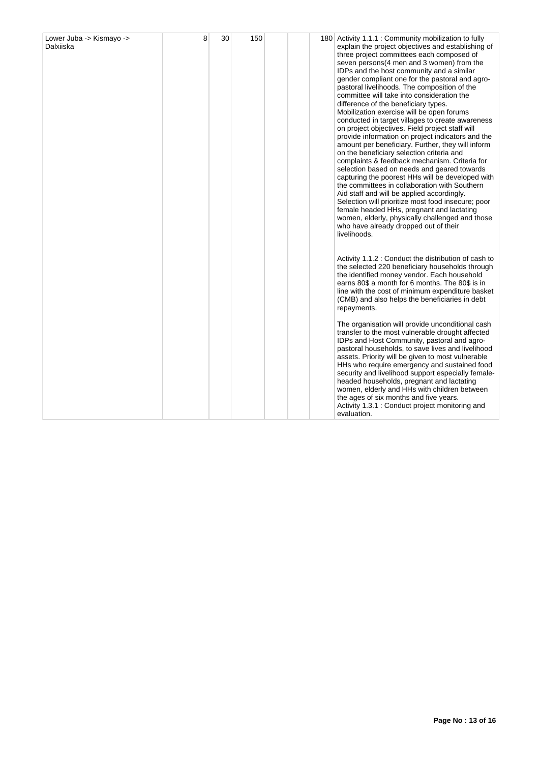| | | | | | | | |
|---|---|---|---|---|---|---|---|
| Lower Juba -> Kismayo -> Dalxiiska | 8 | 30 | 150 | | | 180 | Activity 1.1.1 : Community mobilization to fully explain the project objectives and establishing of three project committees each composed of seven persons(4 men and 3 women) from the IDPs and the host community and a similar gender compliant one for the pastoral and agro-pastoral livelihoods. The composition of the committee will take into consideration the difference of the beneficiary types. Mobilization exercise will be open forums conducted in target villages to create awareness on project objectives. Field project staff will provide information on project indicators and the amount per beneficiary. Further, they will inform on the beneficiary selection criteria and complaints & feedback mechanism. Criteria for selection based on needs and geared towards capturing the poorest HHs will be developed with the committees in collaboration with Southern Aid staff and will be applied accordingly. Selection will prioritize most food insecure; poor female headed HHs, pregnant and lactating women, elderly, physically challenged and those who have already dropped out of their livelihoods.<br><br>Activity 1.1.2 : Conduct the distribution of cash to the selected 220 beneficiary households through the identified money vendor. Each household earns 80$ a month for 6 months. The 80$ is in line with the cost of minimum expenditure basket (CMB) and also helps the beneficiaries in debt repayments.<br><br>The organisation will provide unconditional cash transfer to the most vulnerable drought affected IDPs and Host Community, pastoral and agro-pastoral households, to save lives and livelihood assets. Priority will be given to most vulnerable HHs who require emergency and sustained food security and livelihood support especially female-headed households, pregnant and lactating women, elderly and HHs with children between the ages of six months and five years.<br>Activity 1.3.1 : Conduct project monitoring and evaluation. |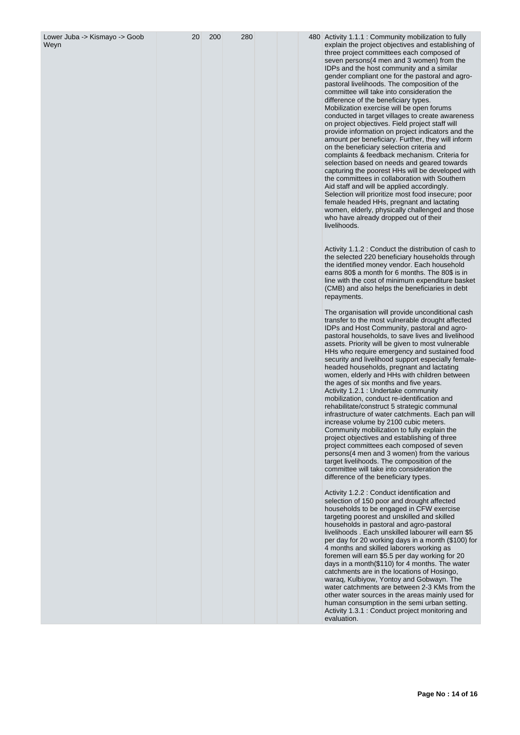| | | | | | | | |
|---|---|---|---|---|---|---|---|
| Lower Juba -> Kismayo -> Goob Weyn | 20 | 200 | 280 | | | 480 | Activity 1.1.1 : Community mobilization to fully explain the project objectives and establishing of three project committees each composed of seven persons(4 men and 3 women) from the IDPs and the host community and a similar gender compliant one for the pastoral and agro-pastoral livelihoods. The composition of the committee will take into consideration the difference of the beneficiary types. Mobilization exercise will be open forums conducted in target villages to create awareness on project objectives. Field project staff will provide information on project indicators and the amount per beneficiary. Further, they will inform on the beneficiary selection criteria and complaints & feedback mechanism. Criteria for selection based on needs and geared towards capturing the poorest HHs will be developed with the committees in collaboration with Southern Aid staff and will be applied accordingly. Selection will prioritize most food insecure; poor female headed HHs, pregnant and lactating women, elderly, physically challenged and those who have already dropped out of their livelihoods.<br><br>Activity 1.1.2 : Conduct the distribution of cash to the selected 220 beneficiary households through the identified money vendor. Each household earns 80$ a month for 6 months. The 80$ is in line with the cost of minimum expenditure basket (CMB) and also helps the beneficiaries in debt repayments.<br><br>The organisation will provide unconditional cash transfer to the most vulnerable drought affected IDPs and Host Community, pastoral and agro-pastoral households, to save lives and livelihood assets. Priority will be given to most vulnerable HHs who require emergency and sustained food security and livelihood support especially female-headed households, pregnant and lactating women, elderly and HHs with children between the ages of six months and five years.<br>Activity 1.2.1 : Undertake community mobilization, conduct re-identification and rehabilitate/construct 5 strategic communal infrastructure of water catchments. Each pan will increase volume by 2100 cubic meters. Community mobilization to fully explain the project objectives and establishing of three project committees each composed of seven persons(4 men and 3 women) from the various target livelihoods. The composition of the committee will take into consideration the difference of the beneficiary types.<br><br>Activity 1.2.2 : Conduct identification and selection of 150 poor and drought affected households to be engaged in CFW exercise targeting poorest and unskilled and skilled households in pastoral and agro-pastoral livelihoods . Each unskilled labourer will earn $5 per day for 20 working days in a month ($100) for 4 months and skilled laborers working as foremen will earn $5.5 per day working for 20 days in a month($110) for 4 months. The water catchments are in the locations of Hosingo, waraq, Kulbiyow, Yontoy and Gobwayn. The water catchments are between 2-3 KMs from the other water sources in the areas mainly used for human consumption in the semi urban setting.<br>Activity 1.3.1 : Conduct project monitoring and evaluation. |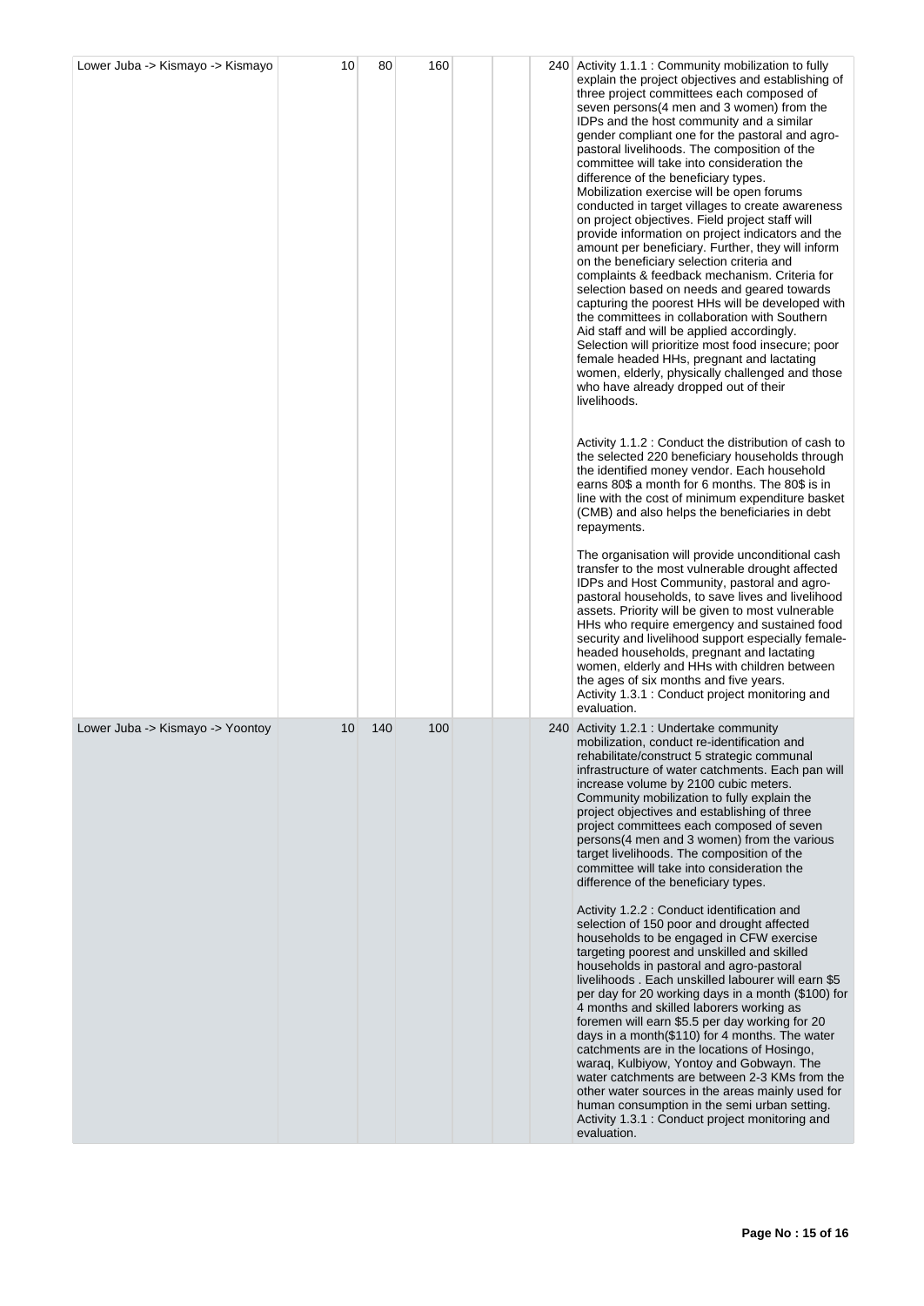| Lower Juba -> Kismayo -> Kismayo | 10 | 80 | 160 | | | 240 | Activity 1.1.1 : Community mobilization to fully explain the project objectives and establishing of three project committees each composed of seven persons(4 men and 3 women) from the IDPs and the host community and a similar gender compliant one for the pastoral and agro-pastoral livelihoods. The composition of the committee will take into consideration the difference of the beneficiary types. Mobilization exercise will be open forums conducted in target villages to create awareness on project objectives. Field project staff will provide information on project indicators and the amount per beneficiary. Further, they will inform on the beneficiary selection criteria and complaints & feedback mechanism. Criteria for selection based on needs and geared towards capturing the poorest HHs will be developed with the committees in collaboration with Southern Aid staff and will be applied accordingly. Selection will prioritize most food insecure; poor female headed HHs, pregnant and lactating women, elderly, physically challenged and those who have already dropped out of their livelihoods.<br><br>Activity 1.1.2 : Conduct the distribution of cash to the selected 220 beneficiary households through the identified money vendor. Each household earns 80$ a month for 6 months. The 80$ is in line with the cost of minimum expenditure basket (CMB) and also helps the beneficiaries in debt repayments.<br><br>The organisation will provide unconditional cash transfer to the most vulnerable drought affected IDPs and Host Community, pastoral and agro-pastoral households, to save lives and livelihood assets. Priority will be given to most vulnerable HHs who require emergency and sustained food security and livelihood support especially female-headed households, pregnant and lactating women, elderly and HHs with children between the ages of six months and five years.<br>Activity 1.3.1 : Conduct project monitoring and evaluation. |
|---|---|---|---|---|---|---|---|
| Lower Juba -> Kismayo -> Yoontoy | 10 | 140 | 100 | | | 240 | Activity 1.2.1 : Undertake community mobilization, conduct re-identification and rehabilitate/construct 5 strategic communal infrastructure of water catchments. Each pan will increase volume by 2100 cubic meters. Community mobilization to fully explain the project objectives and establishing of three project committees each composed of seven persons(4 men and 3 women) from the various target livelihoods. The composition of the committee will take into consideration the difference of the beneficiary types.<br><br>Activity 1.2.2 : Conduct identification and selection of 150 poor and drought affected households to be engaged in CFW exercise targeting poorest and unskilled and skilled households in pastoral and agro-pastoral livelihoods . Each unskilled labourer will earn $5 per day for 20 working days in a month ($100) for 4 months and skilled laborers working as foremen will earn $5.5 per day working for 20 days in a month($110) for 4 months. The water catchments are in the locations of Hosingo, waraq, Kulbiyow, Yontoy and Gobwayn. The water catchments are between 2-3 KMs from the other water sources in the areas mainly used for human consumption in the semi urban setting.<br>Activity 1.3.1 : Conduct project monitoring and evaluation. |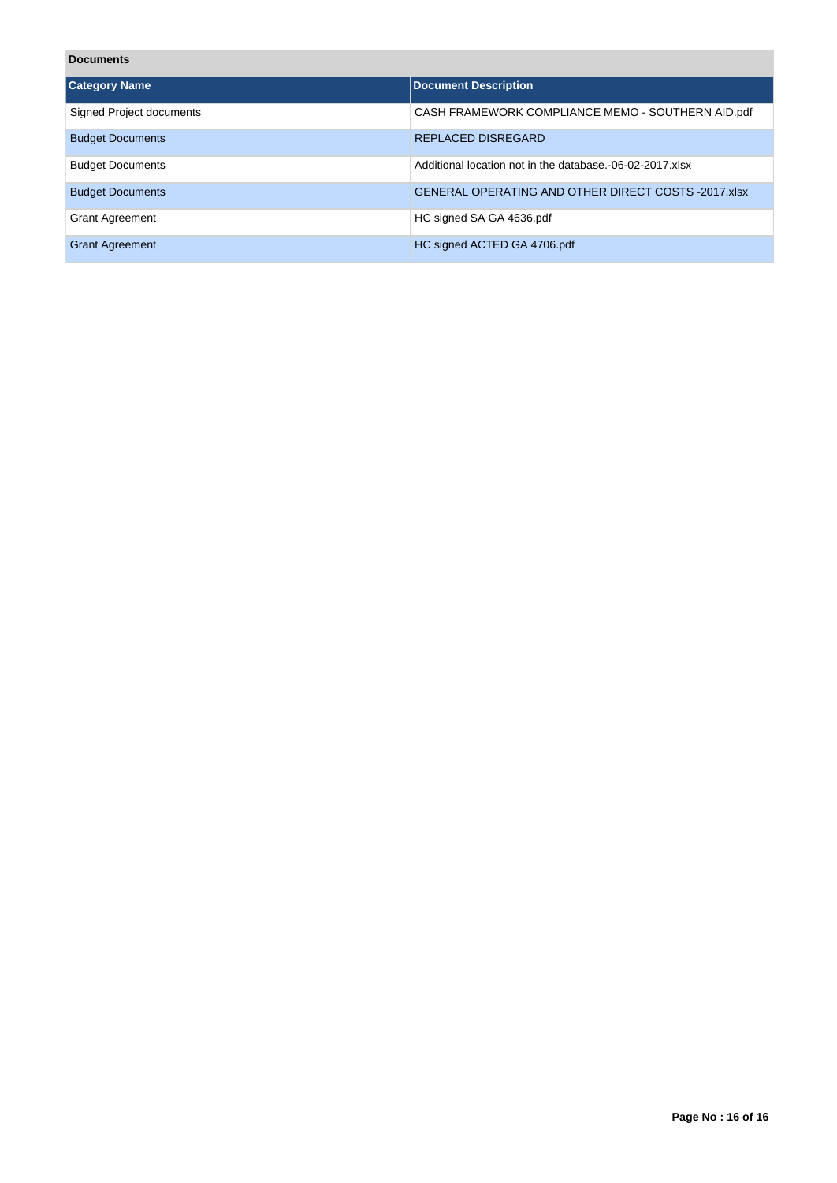**Documents**

| Category Name | Document Description |
| --- | --- |
| Signed Project documents | CASH FRAMEWORK COMPLIANCE MEMO - SOUTHERN AID.pdf |
| Budget Documents | REPLACED DISREGARD |
| Budget Documents | Additional location not in the database.-06-02-2017.xlsx |
| Budget Documents | GENERAL OPERATING AND OTHER DIRECT COSTS -2017.xlsx |
| Grant Agreement | HC signed SA GA 4636.pdf |
| Grant Agreement | HC signed ACTED GA 4706.pdf |